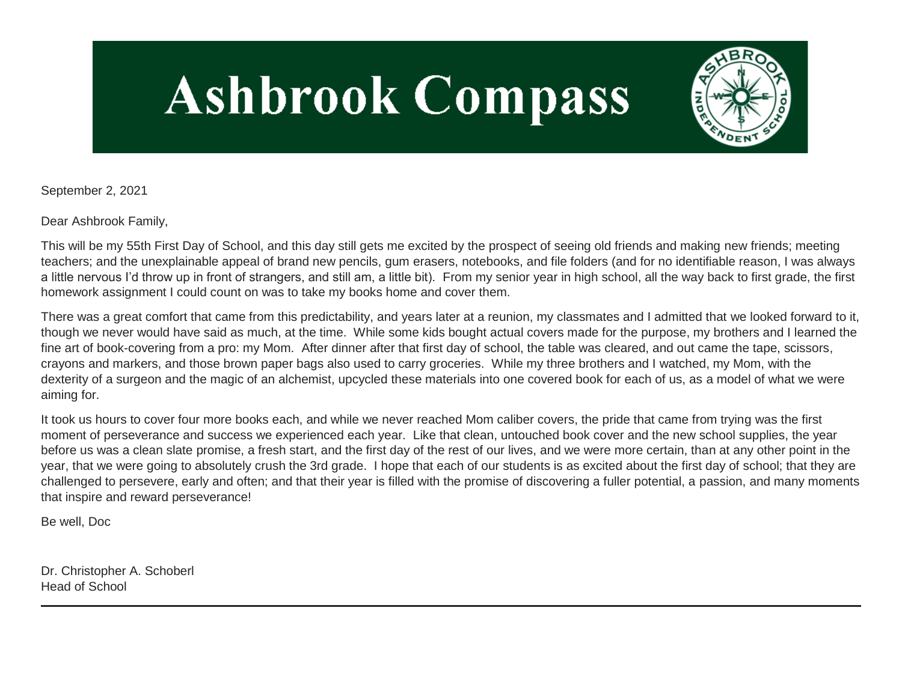# Ashbrook Compass

September 2, 2021

Dear Ashbrook Family,

This will be my 55th First Day of School, and this day still gets me excited by the prospect of seeing old friends and making new friends; meeting teachers; and the unexplainable appeal of brand new pencils, gum erasers, notebooks, and file folders (and for no identifiable reason, I was always a little nervous I'd throw up in front of strangers, and still am, a little bit). From my senior year in high school, all the way back to first grade, the first homework assignment I could count on was to take my books home and cover them.

There was a great comfort that came from this predictability, and years later at a reunion, my classmates and I admitted that we looked forward to it, though we never would have said as much, at the time. While some kids bought actual covers made for the purpose, my brothers and I learned the fine art of book-covering from a pro: my Mom. After dinner after that first day of school, the table was cleared, and out came the tape, scissors, crayons and markers, and those brown paper bags also used to carry groceries. While my three brothers and I watched, my Mom, with the dexterity of a surgeon and the magic of an alchemist, upcycled these materials into one covered book for each of us, as a model of what we were aiming for.

It took us hours to cover four more books each, and while we never reached Mom caliber covers, the pride that came from trying was the first moment of perseverance and success we experienced each year. Like that clean, untouched book cover and the new school supplies, the year before us was a clean slate promise, a fresh start, and the first day of the rest of our lives, and we were more certain, than at any other point in the year, that we were going to absolutely crush the 3rd grade. I hope that each of our students is as excited about the first day of school; that they are challenged to persevere, early and often; and that their year is filled with the promise of discovering a fuller potential, a passion, and many moments that inspire and reward perseverance!

Be well, Doc

Dr. Christopher A. Schoberl
Head of School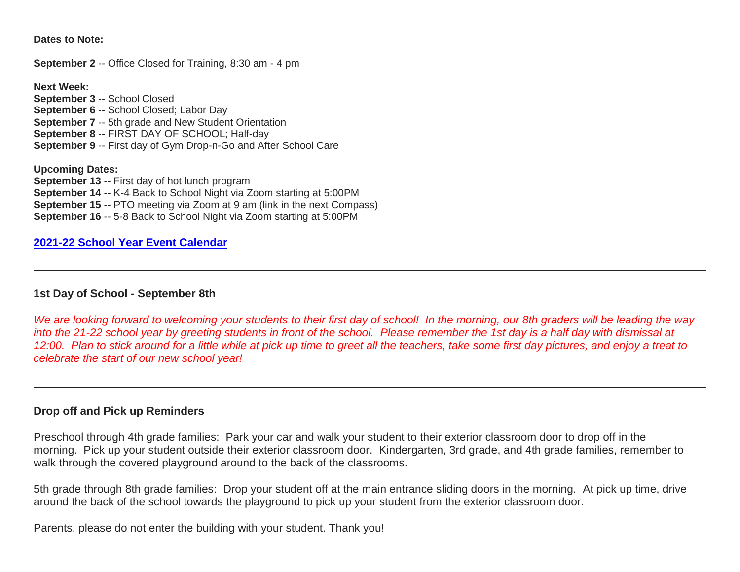**Dates to Note:**

**September 2** -- Office Closed for Training, 8:30 am - 4 pm

**Next Week:**
**September 3** -- School Closed
**September 6** -- School Closed; Labor Day
**September 7** -- 5th grade and New Student Orientation
**September 8** -- FIRST DAY OF SCHOOL; Half-day
**September 9** -- First day of Gym Drop-n-Go and After School Care

**Upcoming Dates:**
**September 13** -- First day of hot lunch program
**September 14** -- K-4 Back to School Night via Zoom starting at 5:00PM
**September 15** -- PTO meeting via Zoom at 9 am (link in the next Compass)
**September 16** -- 5-8 Back to School Night via Zoom starting at 5:00PM

**2021-22 School Year Event Calendar**

---

**1st Day of School - September 8th**

*We are looking forward to welcoming your students to their first day of school!  In the morning, our 8th graders will be leading the way into the 21-22 school year by greeting students in front of the school.  Please remember the 1st day is a half day with dismissal at 12:00.  Plan to stick around for a little while at pick up time to greet all the teachers, take some first day pictures, and enjoy a treat to celebrate the start of our new school year!*

---

**Drop off and Pick up Reminders**

Preschool through 4th grade families:  Park your car and walk your student to their exterior classroom door to drop off in the morning.  Pick up your student outside their exterior classroom door.  Kindergarten, 3rd grade, and 4th grade families, remember to walk through the covered playground around to the back of the classrooms.

5th grade through 8th grade families:  Drop your student off at the main entrance sliding doors in the morning.  At pick up time, drive around the back of the school towards the playground to pick up your student from the exterior classroom door.

Parents, please do not enter the building with your student. Thank you!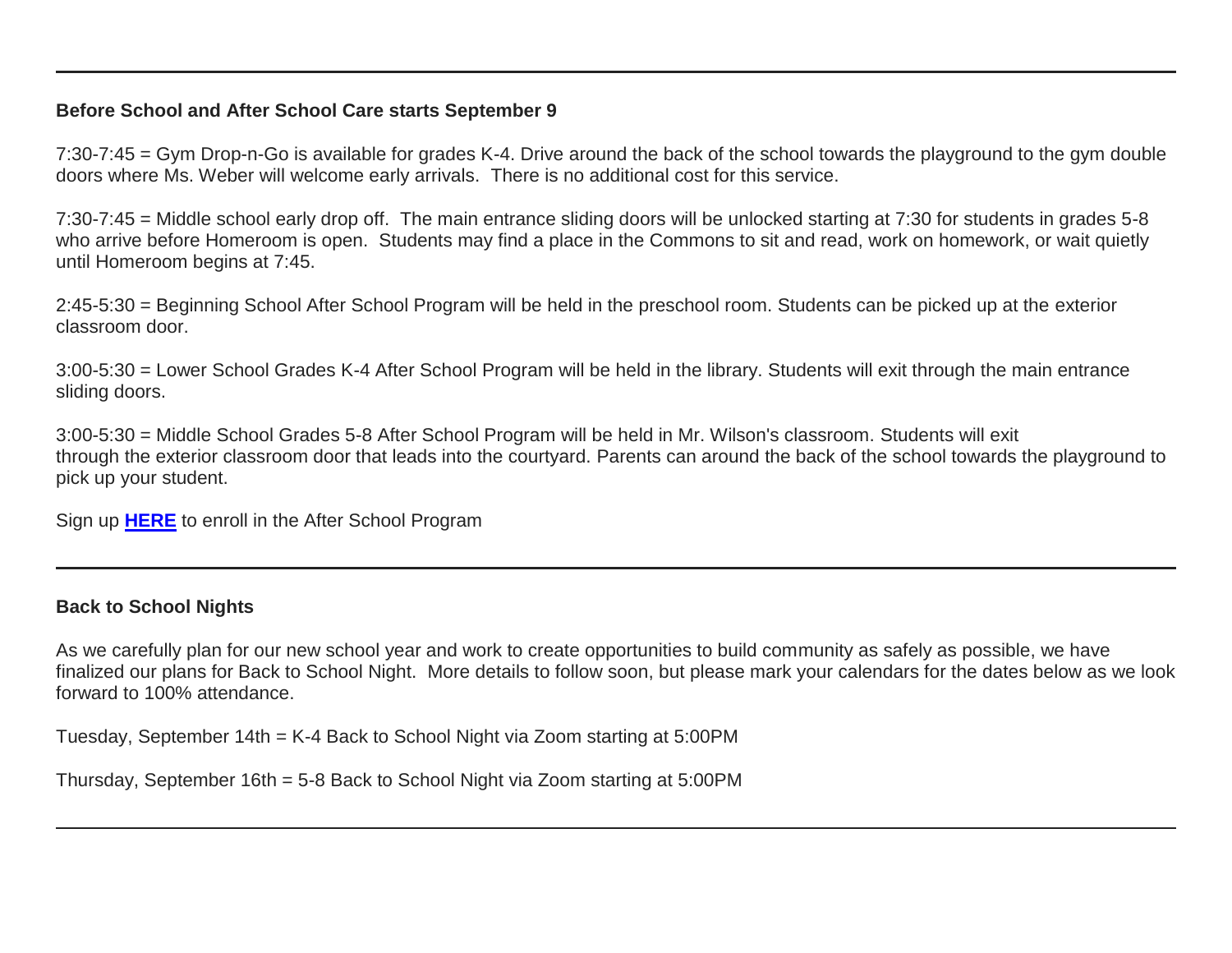---

**Before School and After School Care starts September 9**

7:30-7:45 = Gym Drop-n-Go is available for grades K-4. Drive around the back of the school towards the playground to the gym double doors where Ms. Weber will welcome early arrivals. There is no additional cost for this service.

7:30-7:45 = Middle school early drop off. The main entrance sliding doors will be unlocked starting at 7:30 for students in grades 5-8 who arrive before Homeroom is open. Students may find a place in the Commons to sit and read, work on homework, or wait quietly until Homeroom begins at 7:45.

2:45-5:30 = Beginning School After School Program will be held in the preschool room. Students can be picked up at the exterior classroom door.

3:00-5:30 = Lower School Grades K-4 After School Program will be held in the library. Students will exit through the main entrance sliding doors.

3:00-5:30 = Middle School Grades 5-8 After School Program will be held in Mr. Wilson's classroom. Students will exit through the exterior classroom door that leads into the courtyard. Parents can around the back of the school towards the playground to pick up your student.

Sign up **HERE** to enroll in the After School Program

---

**Back to School Nights**

As we carefully plan for our new school year and work to create opportunities to build community as safely as possible, we have finalized our plans for Back to School Night. More details to follow soon, but please mark your calendars for the dates below as we look forward to 100% attendance.

Tuesday, September 14th = K-4 Back to School Night via Zoom starting at 5:00PM

Thursday, September 16th = 5-8 Back to School Night via Zoom starting at 5:00PM

---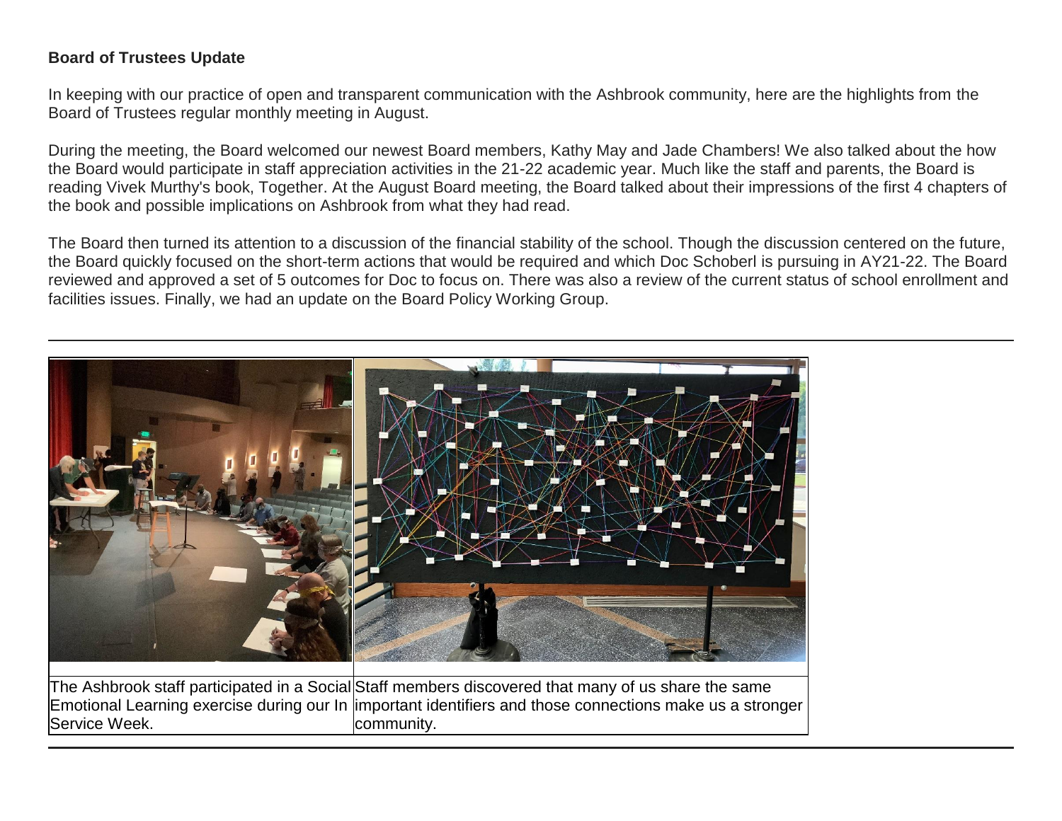**Board of Trustees Update**

In keeping with our practice of open and transparent communication with the Ashbrook community, here are the highlights from the Board of Trustees regular monthly meeting in August.

During the meeting, the Board welcomed our newest Board members, Kathy May and Jade Chambers! We also talked about the how the Board would participate in staff appreciation activities in the 21-22 academic year. Much like the staff and parents, the Board is reading Vivek Murthy's book, Together. At the August Board meeting, the Board talked about their impressions of the first 4 chapters of the book and possible implications on Ashbrook from what they had read.

The Board then turned its attention to a discussion of the financial stability of the school. Though the discussion centered on the future, the Board quickly focused on the short-term actions that would be required and which Doc Schoberl is pursuing in AY21-22. The Board reviewed and approved a set of 5 outcomes for Doc to focus on. There was also a review of the current status of school enrollment and facilities issues. Finally, we had an update on the Board Policy Working Group.

---

The Ashbrook staff participated in a Social Emotional Learning exercise during our In Service Week.

Staff members discovered that many of us share the same important identifiers and those connections make us a stronger community.

---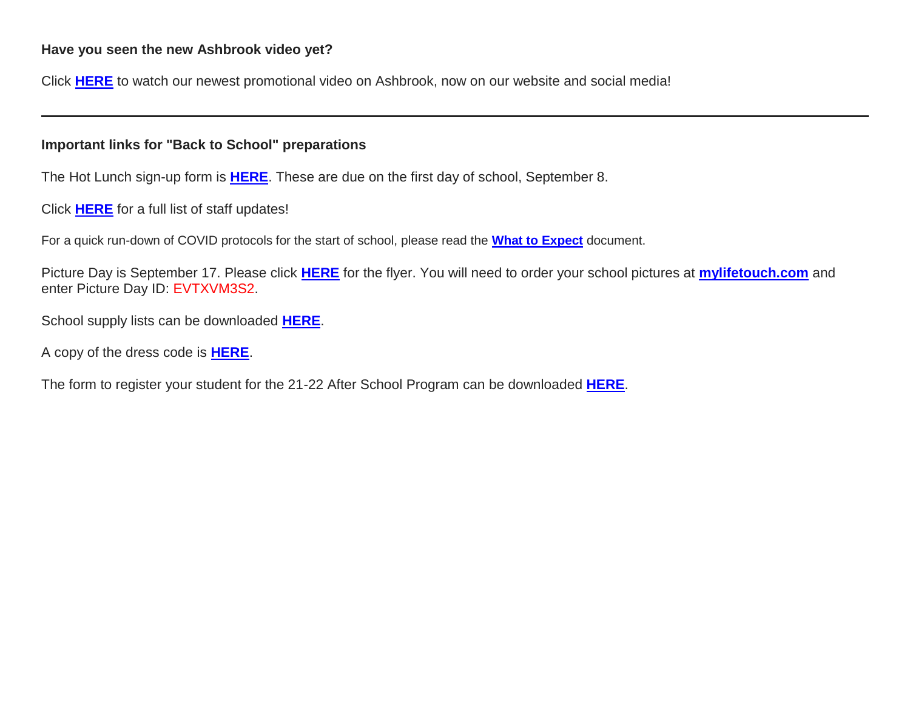**Have you seen the new Ashbrook video yet?**

Click **HERE** to watch our newest promotional video on Ashbrook, now on our website and social media!

---

**Important links for "Back to School" preparations**

The Hot Lunch sign-up form is **HERE**. These are due on the first day of school, September 8.

Click **HERE** for a full list of staff updates!

For a quick run-down of COVID protocols for the start of school, please read the **What to Expect** document.

Picture Day is September 17. Please click **HERE** for the flyer. You will need to order your school pictures at **mylifetouch.com** and enter Picture Day ID: EVTXVM3S2.

School supply lists can be downloaded **HERE**.

A copy of the dress code is **HERE**.

The form to register your student for the 21-22 After School Program can be downloaded **HERE**.